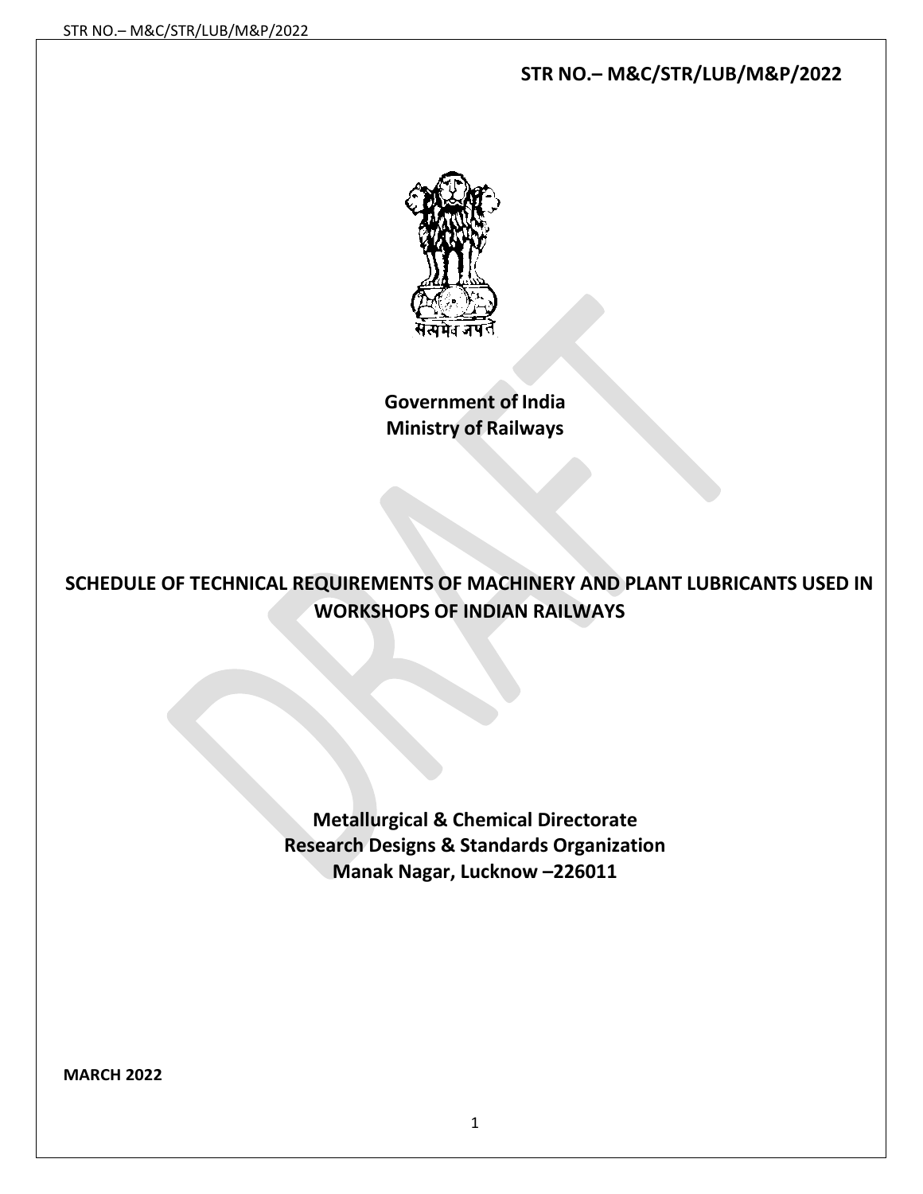**STR NO.– M&C/STR/LUB/M&P/2022**

सत्यमेव जयते

**Government of India**
**Ministry of Railways**

# SCHEDULE OF TECHNICAL REQUIREMENTS OF MACHINERY AND PLANT LUBRICANTS USED IN WORKSHOPS OF INDIAN RAILWAYS

**Metallurgical & Chemical Directorate**
**Research Designs & Standards Organization**
**Manak Nagar, Lucknow –226011**

**MARCH 2022**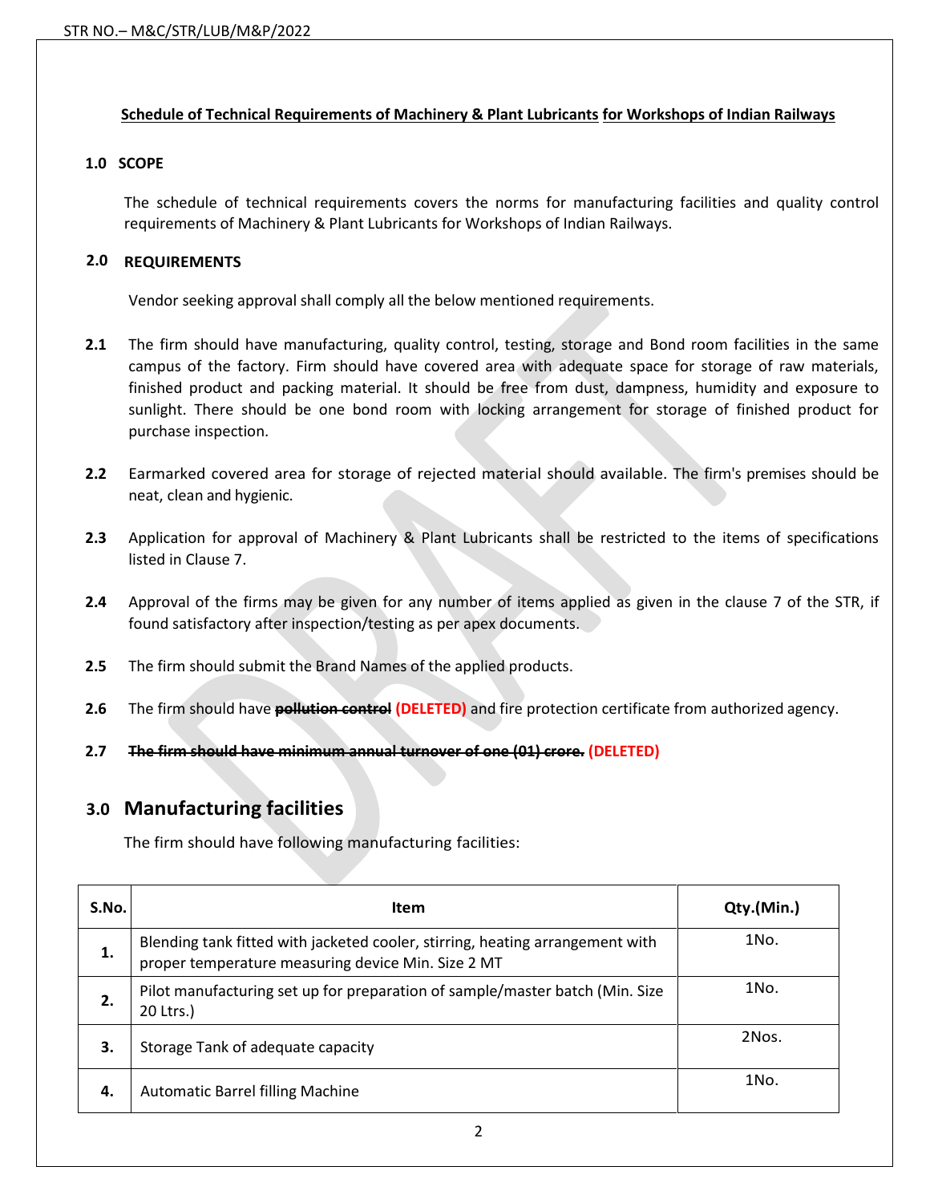## Schedule of Technical Requirements of Machinery & Plant Lubricants for Workshops of Indian Railways

### 1.0 SCOPE

The schedule of technical requirements covers the norms for manufacturing facilities and quality control requirements of Machinery & Plant Lubricants for Workshops of Indian Railways.

### 2.0 REQUIREMENTS

Vendor seeking approval shall comply all the below mentioned requirements.

**2.1** The firm should have manufacturing, quality control, testing, storage and Bond room facilities in the same campus of the factory. Firm should have covered area with adequate space for storage of raw materials, finished product and packing material. It should be free from dust, dampness, humidity and exposure to sunlight. There should be one bond room with locking arrangement for storage of finished product for purchase inspection.

**2.2** Earmarked covered area for storage of rejected material should available. The firm's premises should be neat, clean and hygienic.

**2.3** Application for approval of Machinery & Plant Lubricants shall be restricted to the items of specifications listed in Clause 7.

**2.4** Approval of the firms may be given for any number of items applied as given in the clause 7 of the STR, if found satisfactory after inspection/testing as per apex documents.

**2.5** The firm should submit the Brand Names of the applied products.

**2.6** The firm should have ~~**pollution control**~~ **(DELETED)** and fire protection certificate from authorized agency.

**2.7** ~~**The firm should have minimum annual turnover of one (01) crore.**~~ **(DELETED)**

### 3.0 Manufacturing facilities

The firm should have following manufacturing facilities:

| S.No. | Item | Qty.(Min.) |
|---|---|---|
| 1. | Blending tank fitted with jacketed cooler, stirring, heating arrangement with proper temperature measuring device Min. Size 2 MT | 1No. |
| 2. | Pilot manufacturing set up for preparation of sample/master batch (Min. Size 20 Ltrs.) | 1No. |
| 3. | Storage Tank of adequate capacity | 2Nos. |
| 4. | Automatic Barrel filling Machine | 1No. |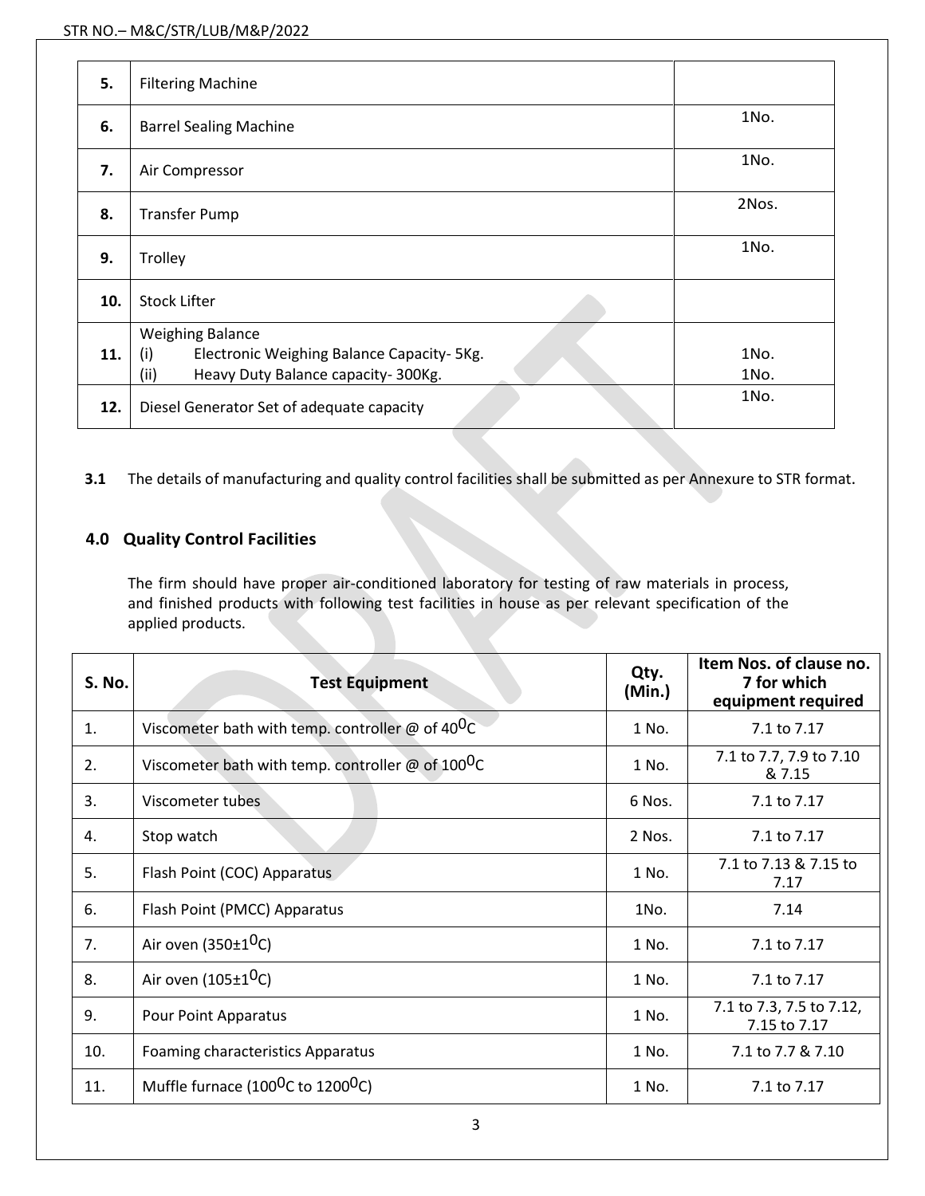| | | |
|---|---|---|
| **5.** | Filtering Machine | |
| **6.** | Barrel Sealing Machine | 1No. |
| **7.** | Air Compressor | 1No. |
| **8.** | Transfer Pump | 2Nos. |
| **9.** | Trolley | 1No. |
| **10.** | Stock Lifter | |
| **11.** | Weighing Balance<br>(i) Electronic Weighing Balance Capacity- 5Kg.<br>(ii) Heavy Duty Balance capacity- 300Kg. | <br>1No.<br>1No. |
| **12.** | Diesel Generator Set of adequate capacity | 1No. |

**3.1** The details of manufacturing and quality control facilities shall be submitted as per Annexure to STR format.

## 4.0 Quality Control Facilities

The firm should have proper air-conditioned laboratory for testing of raw materials in process, and finished products with following test facilities in house as per relevant specification of the applied products.

| S. No. | Test Equipment | Qty. (Min.) | Item Nos. of clause no. 7 for which equipment required |
|---|---|---|---|
| 1. | Viscometer bath with temp. controller @ of $40^0$C | 1 No. | 7.1 to 7.17 |
| 2. | Viscometer bath with temp. controller @ of $100^0$C | 1 No. | 7.1 to 7.7, 7.9 to 7.10 & 7.15 |
| 3. | Viscometer tubes | 6 Nos. | 7.1 to 7.17 |
| 4. | Stop watch | 2 Nos. | 7.1 to 7.17 |
| 5. | Flash Point (COC) Apparatus | 1 No. | 7.1 to 7.13 & 7.15 to 7.17 |
| 6. | Flash Point (PMCC) Apparatus | 1No. | 7.14 |
| 7. | Air oven ($350\pm1^0$C) | 1 No. | 7.1 to 7.17 |
| 8. | Air oven ($105\pm1^0$C) | 1 No. | 7.1 to 7.17 |
| 9. | Pour Point Apparatus | 1 No. | 7.1 to 7.3, 7.5 to 7.12, 7.15 to 7.17 |
| 10. | Foaming characteristics Apparatus | 1 No. | 7.1 to 7.7 & 7.10 |
| 11. | Muffle furnace ($100^0$C to $1200^0$C) | 1 No. | 7.1 to 7.17 |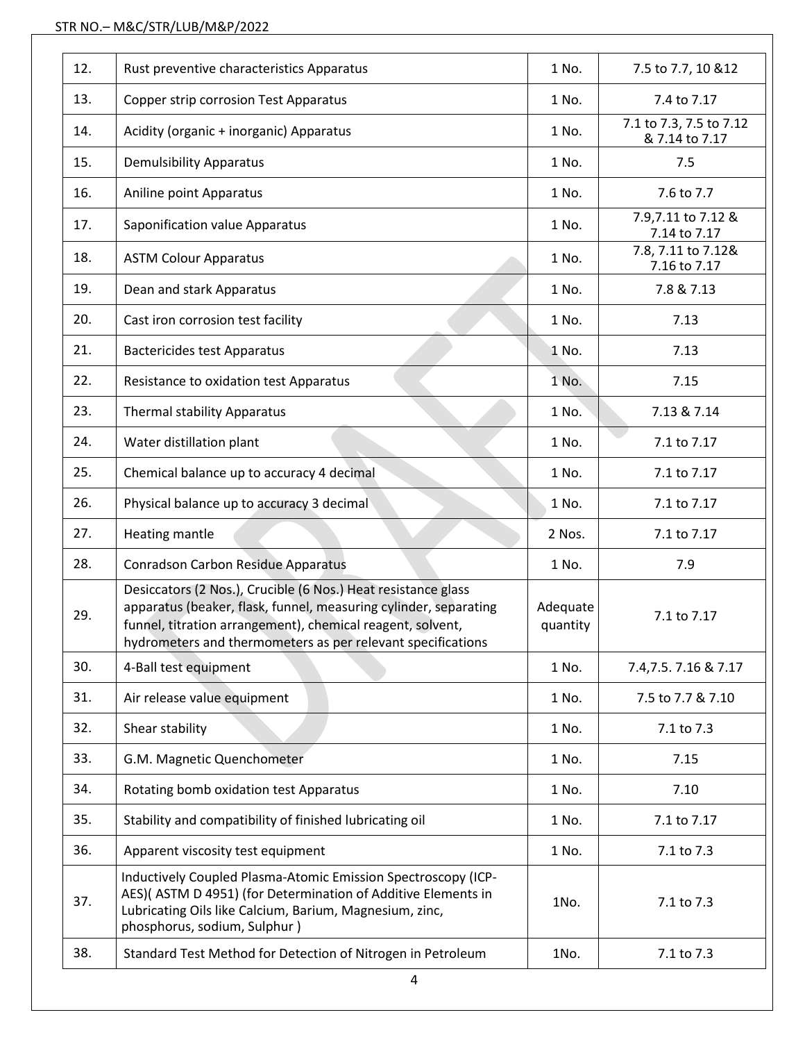| 12. | Rust preventive characteristics Apparatus | 1 No. | 7.5 to 7.7, 10 &12 |
|---|---|---|---|
| 13. | Copper strip corrosion Test Apparatus | 1 No. | 7.4 to 7.17 |
| 14. | Acidity (organic + inorganic) Apparatus | 1 No. | 7.1 to 7.3, 7.5 to 7.12 & 7.14 to 7.17 |
| 15. | Demulsibility Apparatus | 1 No. | 7.5 |
| 16. | Aniline point Apparatus | 1 No. | 7.6 to 7.7 |
| 17. | Saponification value Apparatus | 1 No. | 7.9,7.11 to 7.12 & 7.14 to 7.17 |
| 18. | ASTM Colour Apparatus | 1 No. | 7.8, 7.11 to 7.12& 7.16 to 7.17 |
| 19. | Dean and stark Apparatus | 1 No. | 7.8 & 7.13 |
| 20. | Cast iron corrosion test facility | 1 No. | 7.13 |
| 21. | Bactericides test Apparatus | 1 No. | 7.13 |
| 22. | Resistance to oxidation test Apparatus | 1 No. | 7.15 |
| 23. | Thermal stability Apparatus | 1 No. | 7.13 & 7.14 |
| 24. | Water distillation plant | 1 No. | 7.1 to 7.17 |
| 25. | Chemical balance up to accuracy 4 decimal | 1 No. | 7.1 to 7.17 |
| 26. | Physical balance up to accuracy 3 decimal | 1 No. | 7.1 to 7.17 |
| 27. | Heating mantle | 2 Nos. | 7.1 to 7.17 |
| 28. | Conradson Carbon Residue Apparatus | 1 No. | 7.9 |
| 29. | Desiccators (2 Nos.), Crucible (6 Nos.) Heat resistance glass apparatus (beaker, flask, funnel, measuring cylinder, separating funnel, titration arrangement), chemical reagent, solvent, hydrometers and thermometers as per relevant specifications | Adequate quantity | 7.1 to 7.17 |
| 30. | 4-Ball test equipment | 1 No. | 7.4,7.5. 7.16 & 7.17 |
| 31. | Air release value equipment | 1 No. | 7.5 to 7.7 & 7.10 |
| 32. | Shear stability | 1 No. | 7.1 to 7.3 |
| 33. | G.M. Magnetic Quenchometer | 1 No. | 7.15 |
| 34. | Rotating bomb oxidation test Apparatus | 1 No. | 7.10 |
| 35. | Stability and compatibility of finished lubricating oil | 1 No. | 7.1 to 7.17 |
| 36. | Apparent viscosity test equipment | 1 No. | 7.1 to 7.3 |
| 37. | Inductively Coupled Plasma-Atomic Emission Spectroscopy (ICP-AES)( ASTM D 4951) (for Determination of Additive Elements in Lubricating Oils like Calcium, Barium, Magnesium, zinc, phosphorus, sodium, Sulphur ) | 1No. | 7.1 to 7.3 |
| 38. | Standard Test Method for Detection of Nitrogen in Petroleum | 1No. | 7.1 to 7.3 |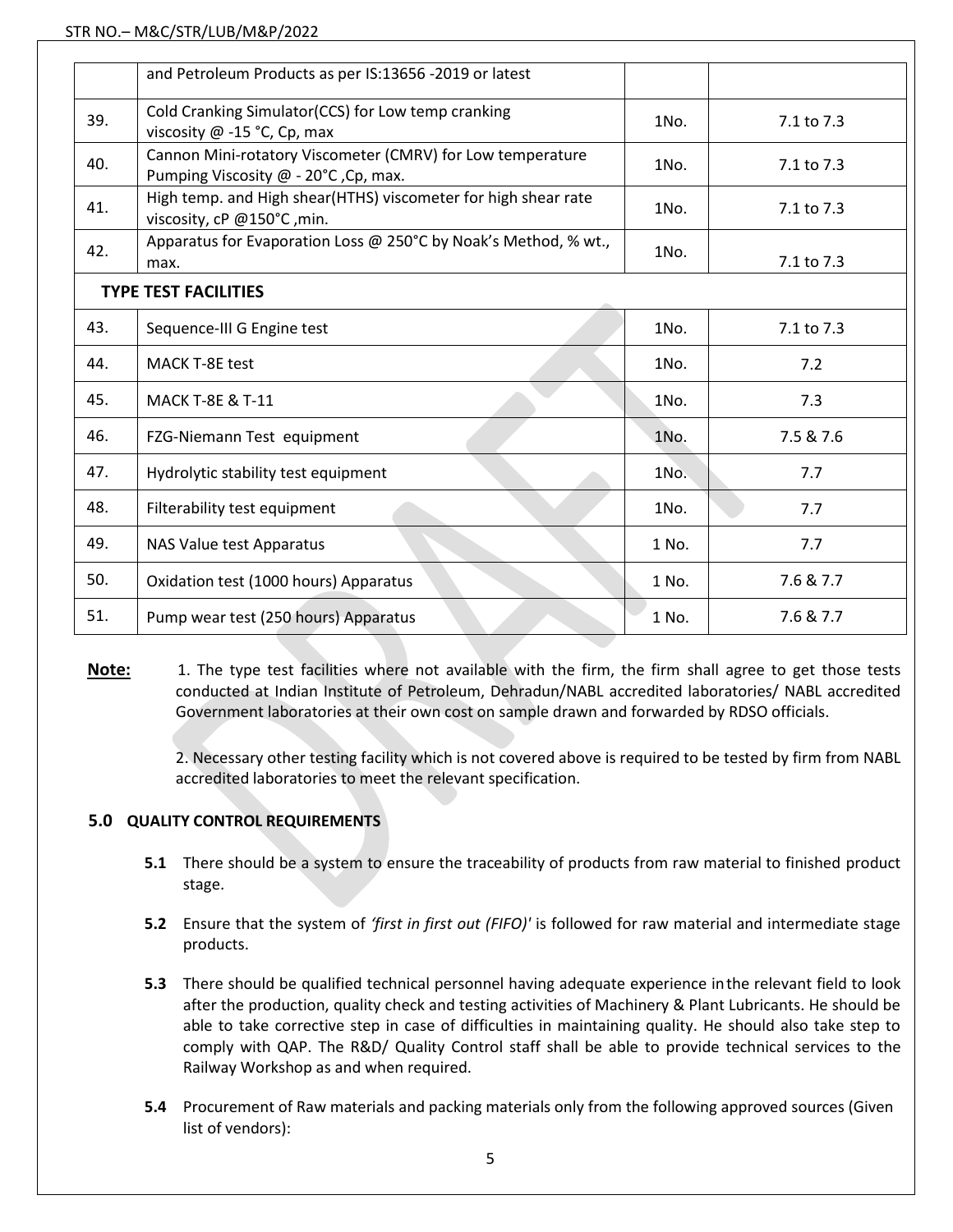|  | and Petroleum Products as per IS:13656 -2019 or latest |  |  |
|---|---|---|---|
| 39. | Cold Cranking Simulator(CCS) for Low temp cranking viscosity @ -15 °C, Cp, max | 1No. | 7.1 to 7.3 |
| 40. | Cannon Mini-rotatory Viscometer (CMRV) for Low temperature Pumping Viscosity @ - 20°C ,Cp, max. | 1No. | 7.1 to 7.3 |
| 41. | High temp. and High shear(HTHS) viscometer for high shear rate viscosity, cP @150°C ,min. | 1No. | 7.1 to 7.3 |
| 42. | Apparatus for Evaporation Loss @ 250°C by Noak's Method, % wt., max. | 1No. | 7.1 to 7.3 |
| **TYPE TEST FACILITIES** |  |  |  |
| 43. | Sequence-III G Engine test | 1No. | 7.1 to 7.3 |
| 44. | MACK T-8E test | 1No. | 7.2 |
| 45. | MACK T-8E & T-11 | 1No. | 7.3 |
| 46. | FZG-Niemann Test equipment | 1No. | 7.5 & 7.6 |
| 47. | Hydrolytic stability test equipment | 1No. | 7.7 |
| 48. | Filterability test equipment | 1No. | 7.7 |
| 49. | NAS Value test Apparatus | 1 No. | 7.7 |
| 50. | Oxidation test (1000 hours) Apparatus | 1 No. | 7.6 & 7.7 |
| 51. | Pump wear test (250 hours) Apparatus | 1 No. | 7.6 & 7.7 |

**Note:** 1. The type test facilities where not available with the firm, the firm shall agree to get those tests conducted at Indian Institute of Petroleum, Dehradun/NABL accredited laboratories/ NABL accredited Government laboratories at their own cost on sample drawn and forwarded by RDSO officials.

2. Necessary other testing facility which is not covered above is required to be tested by firm from NABL accredited laboratories to meet the relevant specification.

## 5.0 QUALITY CONTROL REQUIREMENTS

**5.1** There should be a system to ensure the traceability of products from raw material to finished product stage.

**5.2** Ensure that the system of *'first in first out (FIFO)'* is followed for raw material and intermediate stage products.

**5.3** There should be qualified technical personnel having adequate experience in the relevant field to look after the production, quality check and testing activities of Machinery & Plant Lubricants. He should be able to take corrective step in case of difficulties in maintaining quality. He should also take step to comply with QAP. The R&D/ Quality Control staff shall be able to provide technical services to the Railway Workshop as and when required.

**5.4** Procurement of Raw materials and packing materials only from the following approved sources (Given list of vendors):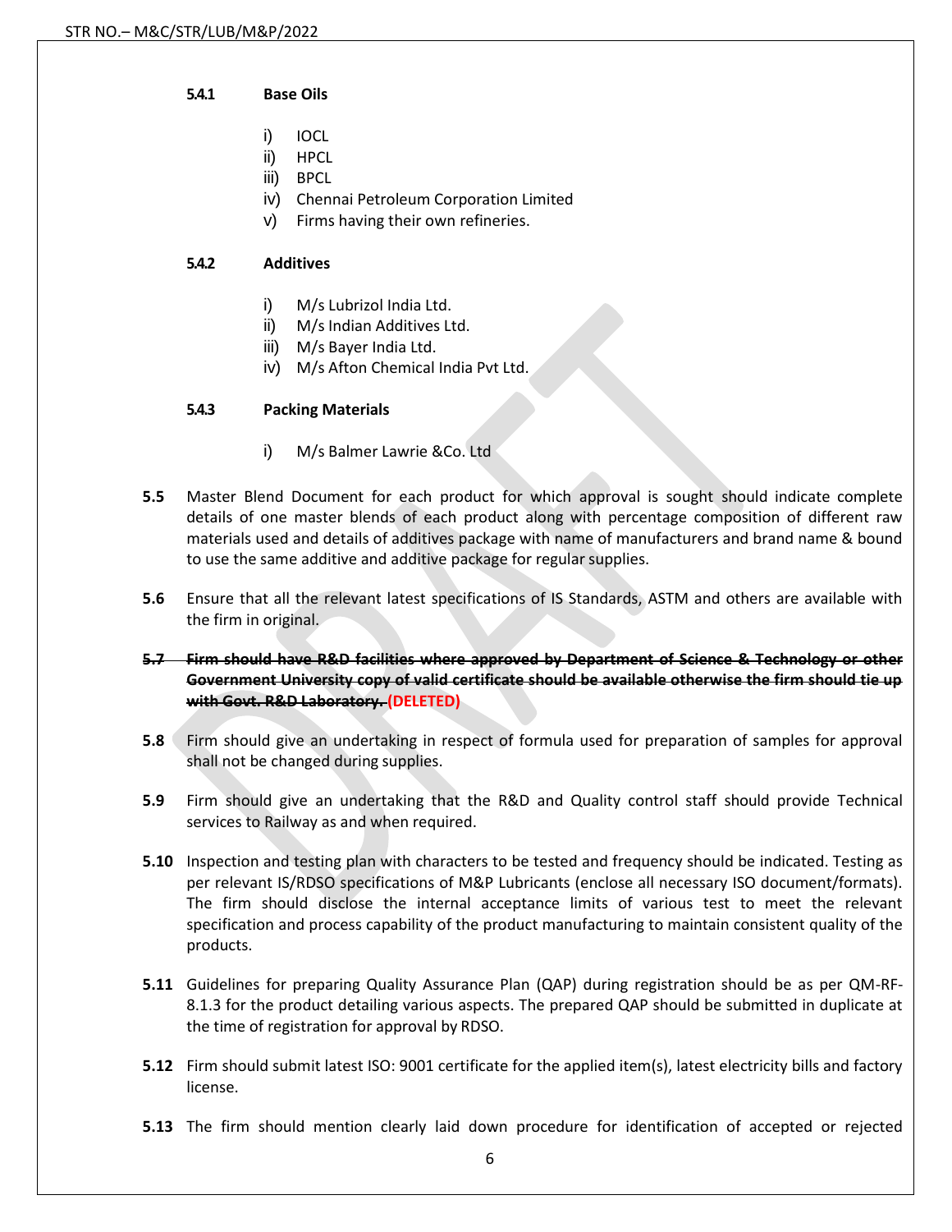#### 5.4.1 Base Oils

i) IOCL
ii) HPCL
iii) BPCL
iv) Chennai Petroleum Corporation Limited
v) Firms having their own refineries.

#### 5.4.2 Additives

i) M/s Lubrizol India Ltd.
ii) M/s Indian Additives Ltd.
iii) M/s Bayer India Ltd.
iv) M/s Afton Chemical India Pvt Ltd.

#### 5.4.3 Packing Materials

i) M/s Balmer Lawrie &Co. Ltd

**5.5** Master Blend Document for each product for which approval is sought should indicate complete details of one master blends of each product along with percentage composition of different raw materials used and details of additives package with name of manufacturers and brand name & bound to use the same additive and additive package for regular supplies.

**5.6** Ensure that all the relevant latest specifications of IS Standards, ASTM and others are available with the firm in original.

~~**5.7 Firm should have R&D facilities where approved by Department of Science & Technology or other Government University copy of valid certificate should be available otherwise the firm should tie up with Govt. R&D Laboratory.**~~ **(DELETED)**

**5.8** Firm should give an undertaking in respect of formula used for preparation of samples for approval shall not be changed during supplies.

**5.9** Firm should give an undertaking that the R&D and Quality control staff should provide Technical services to Railway as and when required.

**5.10** Inspection and testing plan with characters to be tested and frequency should be indicated. Testing as per relevant IS/RDSO specifications of M&P Lubricants (enclose all necessary ISO document/formats). The firm should disclose the internal acceptance limits of various test to meet the relevant specification and process capability of the product manufacturing to maintain consistent quality of the products.

**5.11** Guidelines for preparing Quality Assurance Plan (QAP) during registration should be as per QM-RF-8.1.3 for the product detailing various aspects. The prepared QAP should be submitted in duplicate at the time of registration for approval by RDSO.

**5.12** Firm should submit latest ISO: 9001 certificate for the applied item(s), latest electricity bills and factory license.

**5.13** The firm should mention clearly laid down procedure for identification of accepted or rejected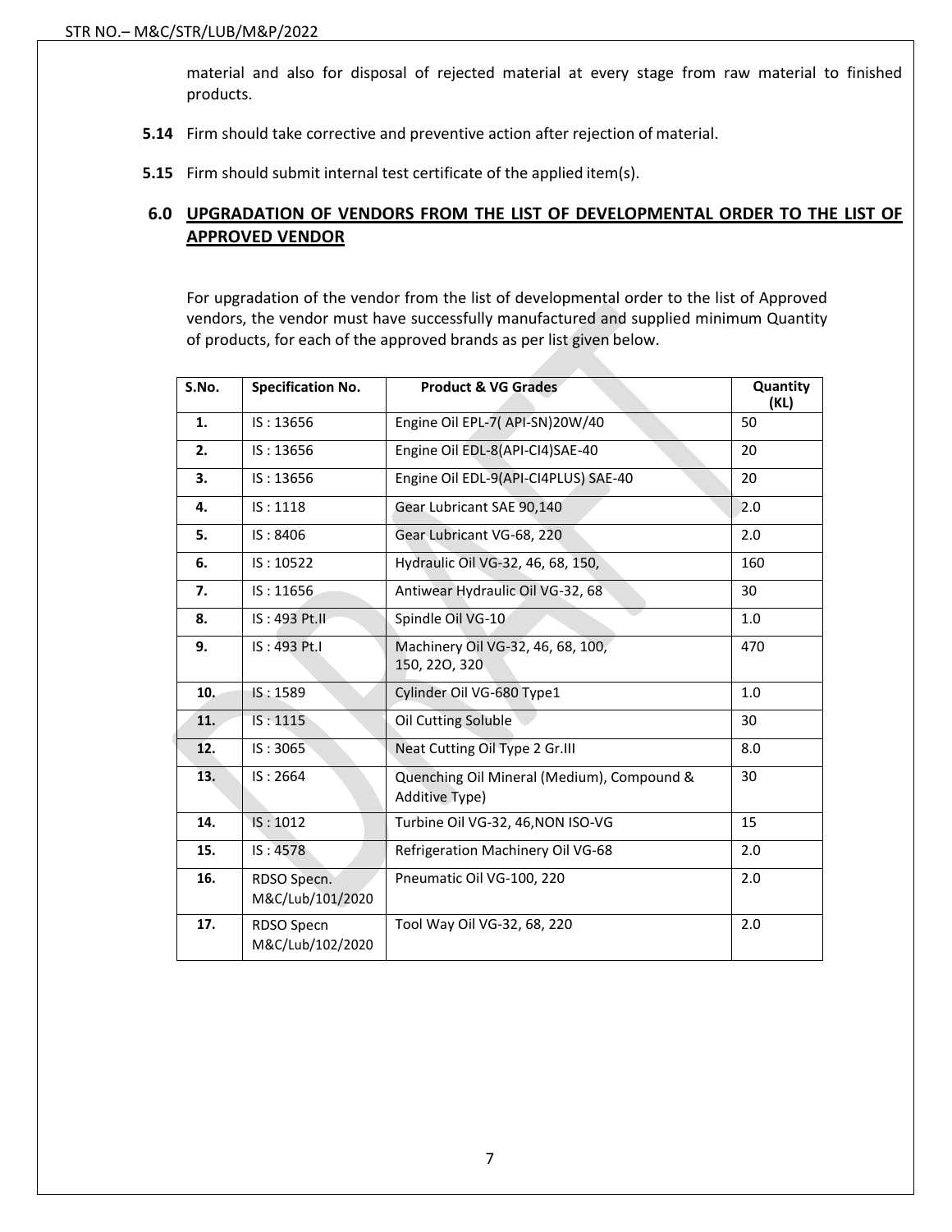material and also for disposal of rejected material at every stage from raw material to finished products.

**5.14** Firm should take corrective and preventive action after rejection of material.

**5.15** Firm should submit internal test certificate of the applied item(s).

## 6.0 UPGRADATION OF VENDORS FROM THE LIST OF DEVELOPMENTAL ORDER TO THE LIST OF APPROVED VENDOR

For upgradation of the vendor from the list of developmental order to the list of Approved vendors, the vendor must have successfully manufactured and supplied minimum Quantity of products, for each of the approved brands as per list given below.

| S.No. | Specification No. | Product & VG Grades | Quantity (KL) |
|---|---|---|---|
| 1. | IS : 13656 | Engine Oil EPL-7( API-SN)20W/40 | 50 |
| 2. | IS : 13656 | Engine Oil EDL-8(API-CI4)SAE-40 | 20 |
| 3. | IS : 13656 | Engine Oil EDL-9(API-CI4PLUS) SAE-40 | 20 |
| 4. | IS : 1118 | Gear Lubricant SAE 90,140 | 2.0 |
| 5. | IS : 8406 | Gear Lubricant VG-68, 220 | 2.0 |
| 6. | IS : 10522 | Hydraulic Oil VG-32, 46, 68, 150, | 160 |
| 7. | IS : 11656 | Antiwear Hydraulic Oil VG-32, 68 | 30 |
| 8. | IS : 493 Pt.II | Spindle Oil VG-10 | 1.0 |
| 9. | IS : 493 Pt.I | Machinery Oil VG-32, 46, 68, 100, 15O, 22O, 320 | 470 |
| 10. | IS : 1589 | Cylinder Oil VG-680 Type1 | 1.0 |
| 11. | IS : 1115 | Oil Cutting Soluble | 30 |
| 12. | IS : 3065 | Neat Cutting Oil Type 2 Gr.III | 8.0 |
| 13. | IS : 2664 | Quenching Oil Mineral (Medium), Compound & Additive Type) | 30 |
| 14. | IS : 1012 | Turbine Oil VG-32, 46,NON ISO-VG | 15 |
| 15. | IS : 4578 | Refrigeration Machinery Oil VG-68 | 2.0 |
| 16. | RDSO Specn. M&C/Lub/101/2020 | Pneumatic Oil VG-100, 220 | 2.0 |
| 17. | RDSO Specn M&C/Lub/102/2020 | Tool Way Oil VG-32, 68, 220 | 2.0 |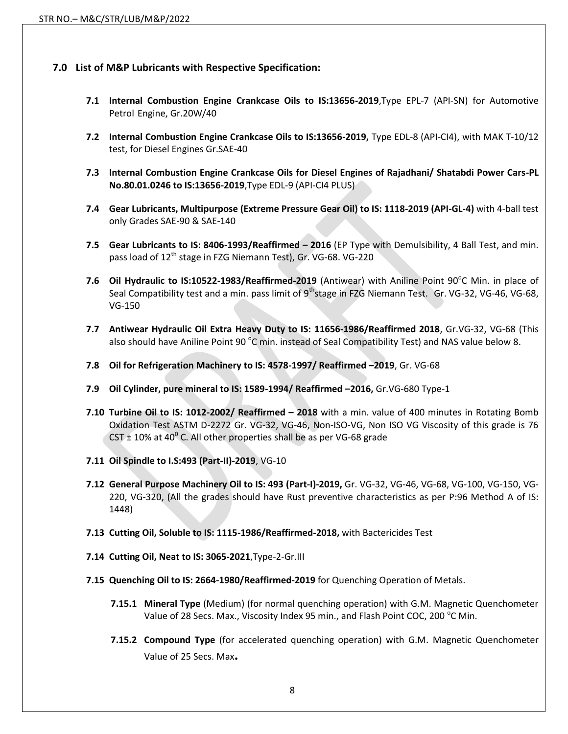## 7.0 List of M&P Lubricants with Respective Specification:

**7.1 Internal Combustion Engine Crankcase Oils to IS:13656-2019**,Type EPL-7 (API-SN) for Automotive Petrol Engine, Gr.20W/40

**7.2 Internal Combustion Engine Crankcase Oils to IS:13656-2019,** Type EDL-8 (API-CI4), with MAK T-10/12 test, for Diesel Engines Gr.SAE-40

**7.3 Internal Combustion Engine Crankcase Oils for Diesel Engines of Rajadhani/ Shatabdi Power Cars-PL No.80.01.0246 to IS:13656-2019**,Type EDL-9 (API-CI4 PLUS)

**7.4 Gear Lubricants, Multipurpose (Extreme Pressure Gear Oil) to IS: 1118-2019 (API-GL-4)** with 4-ball test only Grades SAE-90 & SAE-140

**7.5 Gear Lubricants to IS: 8406-1993/Reaffirmed – 2016** (EP Type with Demulsibility, 4 Ball Test, and min. pass load of 12th stage in FZG Niemann Test), Gr. VG-68. VG-220

**7.6 Oil Hydraulic to IS:10522-1983/Reaffirmed-2019** (Antiwear) with Aniline Point 90°C Min. in place of Seal Compatibility test and a min. pass limit of 9th stage in FZG Niemann Test. Gr. VG-32, VG-46, VG-68, VG-150

**7.7 Antiwear Hydraulic Oil Extra Heavy Duty to IS: 11656-1986/Reaffirmed 2018**, Gr.VG-32, VG-68 (This also should have Aniline Point 90 °C min. instead of Seal Compatibility Test) and NAS value below 8.

**7.8 Oil for Refrigeration Machinery to IS: 4578-1997/ Reaffirmed –2019**, Gr. VG-68

**7.9 Oil Cylinder, pure mineral to IS: 1589-1994/ Reaffirmed –2016,** Gr.VG-680 Type-1

**7.10 Turbine Oil to IS: 1012-2002/ Reaffirmed – 2018** with a min. value of 400 minutes in Rotating Bomb Oxidation Test ASTM D-2272 Gr. VG-32, VG-46, Non-ISO-VG, Non ISO VG Viscosity of this grade is 76 CST ± 10% at 40° C. All other properties shall be as per VG-68 grade

**7.11 Oil Spindle to I.S:493 (Part-II)-2019**, VG-10

**7.12 General Purpose Machinery Oil to IS: 493 (Part-I)-2019,** Gr. VG-32, VG-46, VG-68, VG-100, VG-150, VG-220, VG-320, (All the grades should have Rust preventive characteristics as per P:96 Method A of IS: 1448)

**7.13 Cutting Oil, Soluble to IS: 1115-1986/Reaffirmed-2018,** with Bactericides Test

**7.14 Cutting Oil, Neat to IS: 3065-2021**,Type-2-Gr.III

**7.15 Quenching Oil to IS: 2664-1980/Reaffirmed-2019** for Quenching Operation of Metals.

**7.15.1 Mineral Type** (Medium) (for normal quenching operation) with G.M. Magnetic Quenchometer Value of 28 Secs. Max., Viscosity Index 95 min., and Flash Point COC, 200 °C Min.

**7.15.2 Compound Type** (for accelerated quenching operation) with G.M. Magnetic Quenchometer Value of 25 Secs. Max**.**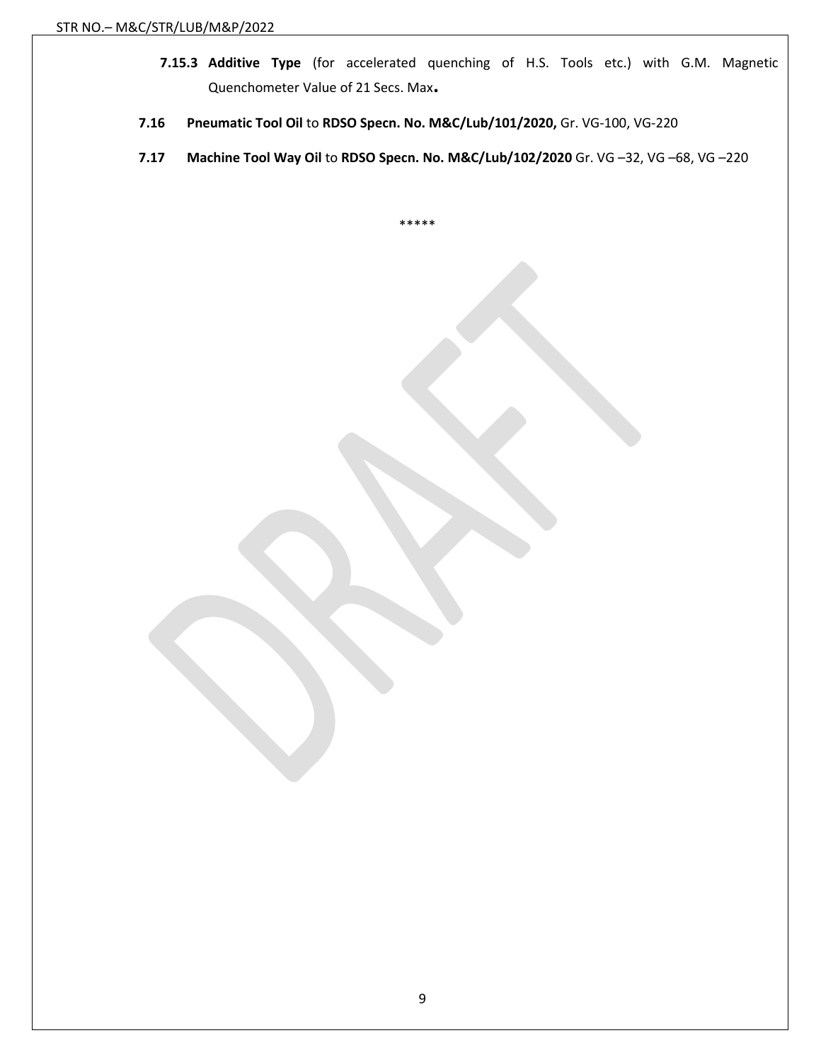**7.15.3 Additive Type** (for accelerated quenching of H.S. Tools etc.) with G.M. Magnetic Quenchometer Value of 21 Secs. Max**.**

**7.16 Pneumatic Tool Oil** to **RDSO Specn. No. M&C/Lub/101/2020,** Gr. VG-100, VG-220

**7.17 Machine Tool Way Oil** to **RDSO Specn. No. M&C/Lub/102/2020** Gr. VG –32, VG –68, VG –220

*****